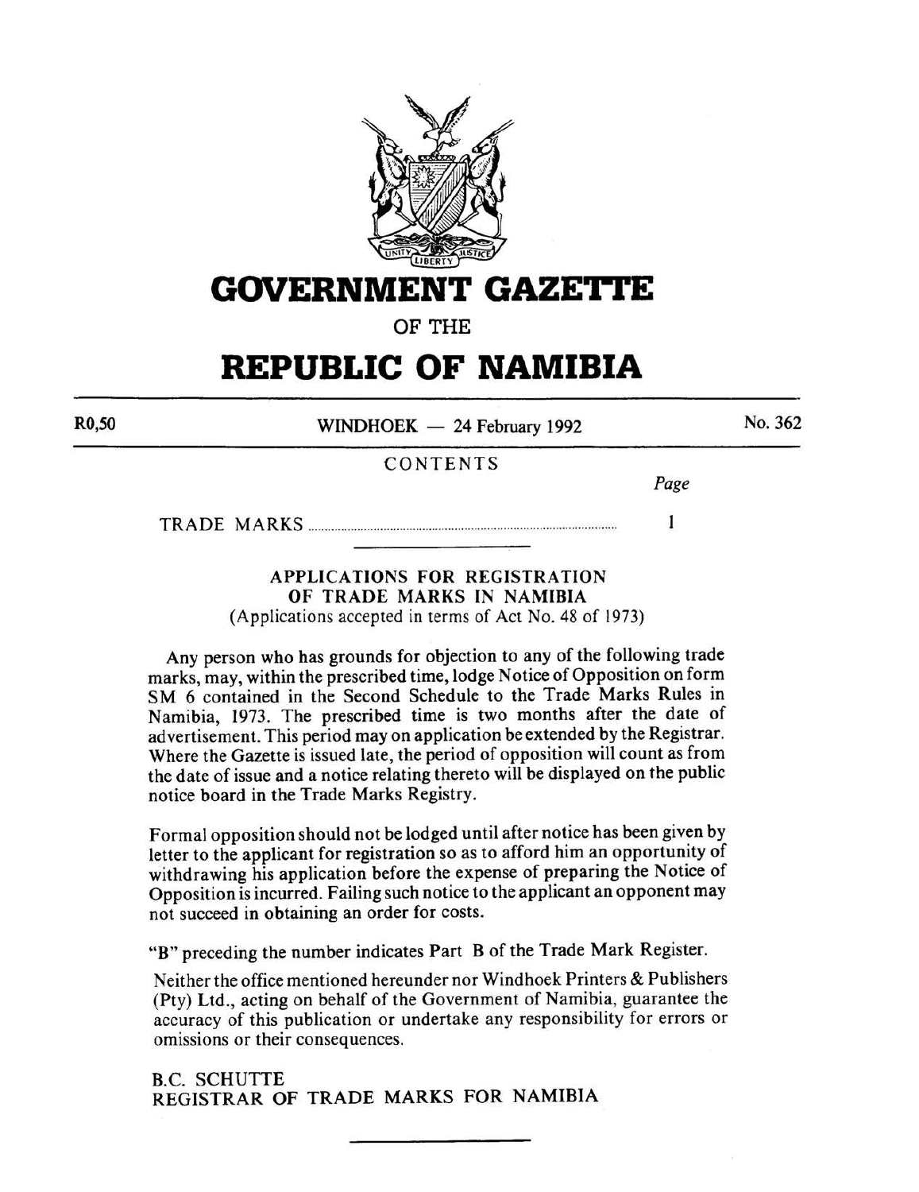# GOVERNMENT GAZETTE

OF THE

# REPUBLIC OF NAMIBIA

R0,50 — WINDHOEK — 24 February 1992 — No. 362

CONTENTS

| | Page |
|---|---|
| TRADE MARKS | 1 |

---

### APPLICATIONS FOR REGISTRATION OF TRADE MARKS IN NAMIBIA

(Applications accepted in terms of Act No. 48 of 1973)

Any person who has grounds for objection to any of the following trade marks, may, within the prescribed time, lodge Notice of Opposition on form SM 6 contained in the Second Schedule to the Trade Marks Rules in Namibia, 1973. The prescribed time is two months after the date of advertisement. This period may on application be extended by the Registrar. Where the Gazette is issued late, the period of opposition will count as from the date of issue and a notice relating thereto will be displayed on the public notice board in the Trade Marks Registry.

Formal opposition should not be lodged until after notice has been given by letter to the applicant for registration so as to afford him an opportunity of withdrawing his application before the expense of preparing the Notice of Opposition is incurred. Failing such notice to the applicant an opponent may not succeed in obtaining an order for costs.

"B" preceding the number indicates Part B of the Trade Mark Register.

Neither the office mentioned hereunder nor Windhoek Printers & Publishers (Pty) Ltd., acting on behalf of the Government of Namibia, guarantee the accuracy of this publication or undertake any responsibility for errors or omissions or their consequences.

B.C. SCHUTTE
REGISTRAR OF TRADE MARKS FOR NAMIBIA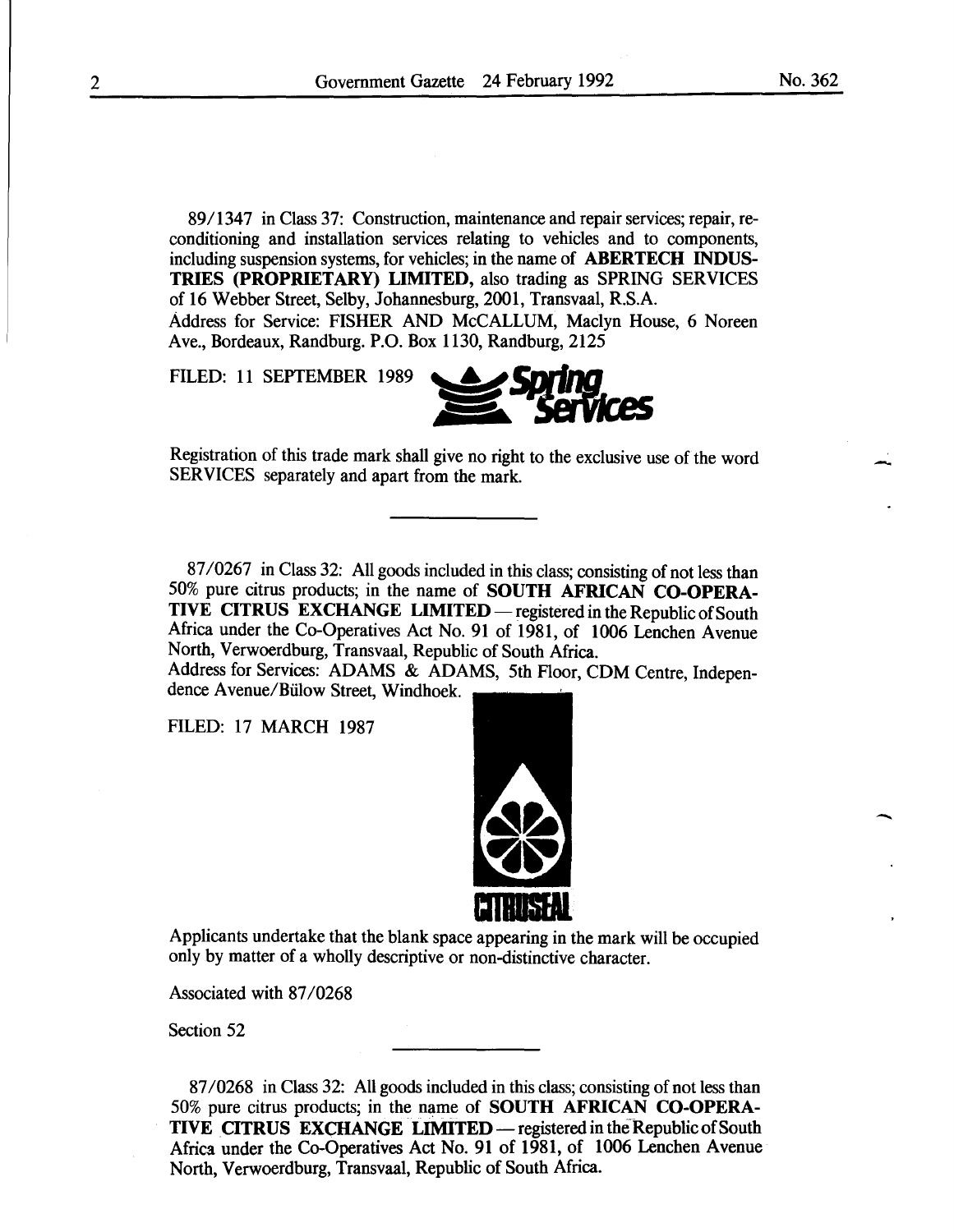89/1347 in Class 37: Construction, maintenance and repair services; repair, reconditioning and installation services relating to vehicles and to components, including suspension systems, for vehicles; in the name of **ABERTECH INDUSTRIES (PROPRIETARY) LIMITED,** also trading as SPRING SERVICES of 16 Webber Street, Selby, Johannesburg, 2001, Transvaal, R.S.A.
Address for Service: FISHER AND McCALLUM, Maclyn House, 6 Noreen Ave., Bordeaux, Randburg. P.O. Box 1130, Randburg, 2125

FILED: 11 SEPTEMBER 1989

Registration of this trade mark shall give no right to the exclusive use of the word SERVICES separately and apart from the mark.

---

87/0267 in Class 32: All goods included in this class; consisting of not less than 50% pure citrus products; in the name of **SOUTH AFRICAN CO-OPERATIVE CITRUS EXCHANGE LIMITED** — registered in the Republic of South Africa under the Co-Operatives Act No. 91 of 1981, of 1006 Lenchen Avenue North, Verwoerdburg, Transvaal, Republic of South Africa.
Address for Services: ADAMS & ADAMS, 5th Floor, CDM Centre, Independence Avenue/Bülow Street, Windhoek.

FILED: 17 MARCH 1987

Applicants undertake that the blank space appearing in the mark will be occupied only by matter of a wholly descriptive or non-distinctive character.

Associated with 87/0268

Section 52

---

87/0268 in Class 32: All goods included in this class; consisting of not less than 50% pure citrus products; in the name of **SOUTH AFRICAN CO-OPERATIVE CITRUS EXCHANGE LIMITED** — registered in the Republic of South Africa under the Co-Operatives Act No. 91 of 1981, of 1006 Lenchen Avenue North, Verwoerdburg, Transvaal, Republic of South Africa.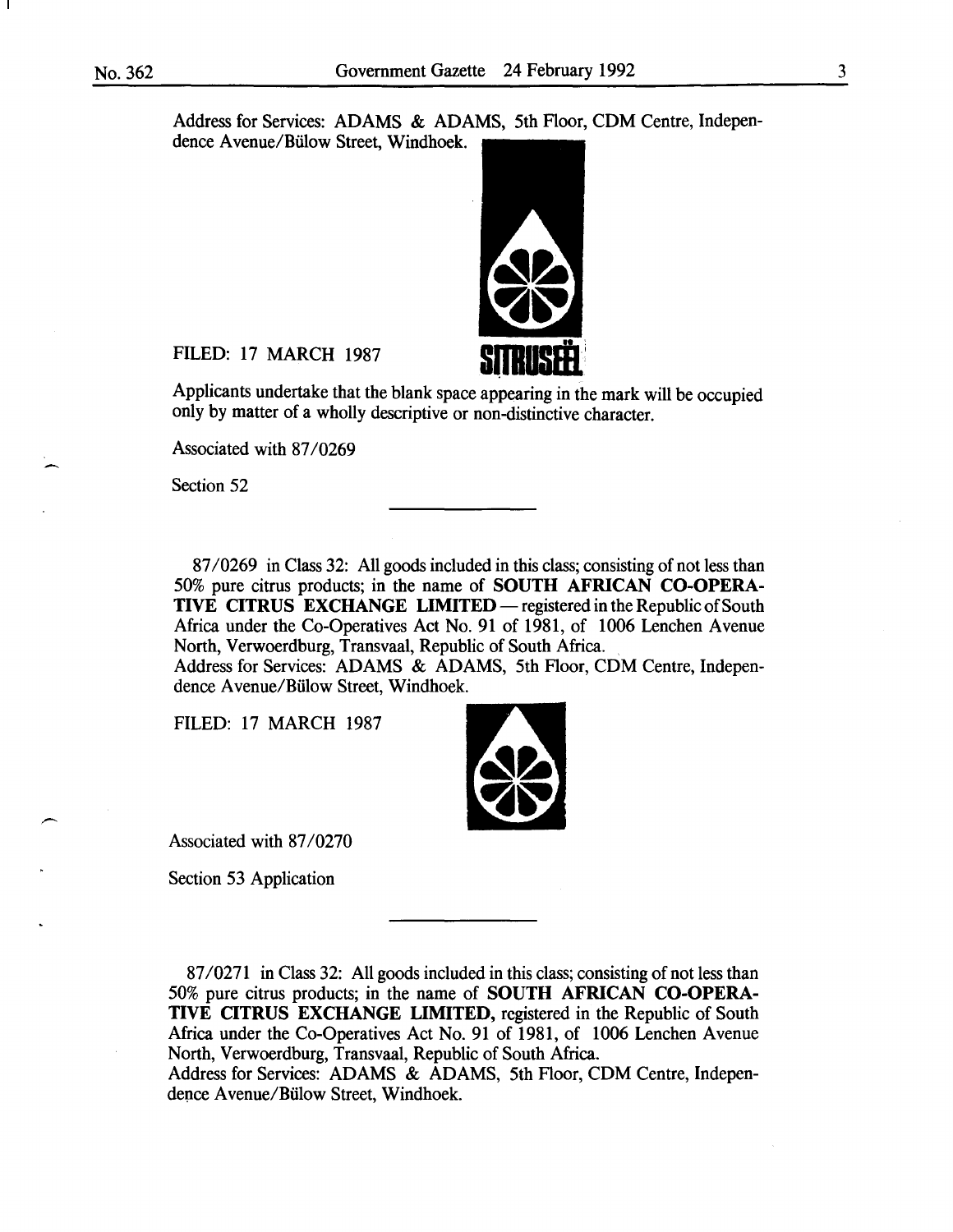Address for Services: ADAMS & ADAMS, 5th Floor, CDM Centre, Independence Avenue/Bülow Street, Windhoek.

FILED: 17 MARCH 1987

SITRUSEË

Applicants undertake that the blank space appearing in the mark will be occupied only by matter of a wholly descriptive or non-distinctive character.

Associated with 87/0269

Section 52

---

87/0269 in Class 32: All goods included in this class; consisting of not less than 50% pure citrus products; in the name of **SOUTH AFRICAN CO-OPERATIVE CITRUS EXCHANGE LIMITED** — registered in the Republic of South Africa under the Co-Operatives Act No. 91 of 1981, of 1006 Lenchen Avenue North, Verwoerdburg, Transvaal, Republic of South Africa.
Address for Services: ADAMS & ADAMS, 5th Floor, CDM Centre, Independence Avenue/Bülow Street, Windhoek.

FILED: 17 MARCH 1987

Associated with 87/0270

Section 53 Application

---

87/0271 in Class 32: All goods included in this class; consisting of not less than 50% pure citrus products; in the name of **SOUTH AFRICAN CO-OPERATIVE CITRUS EXCHANGE LIMITED,** registered in the Republic of South Africa under the Co-Operatives Act No. 91 of 1981, of 1006 Lenchen Avenue North, Verwoerdburg, Transvaal, Republic of South Africa.
Address for Services: ADAMS & ADAMS, 5th Floor, CDM Centre, Independence Avenue/Bülow Street, Windhoek.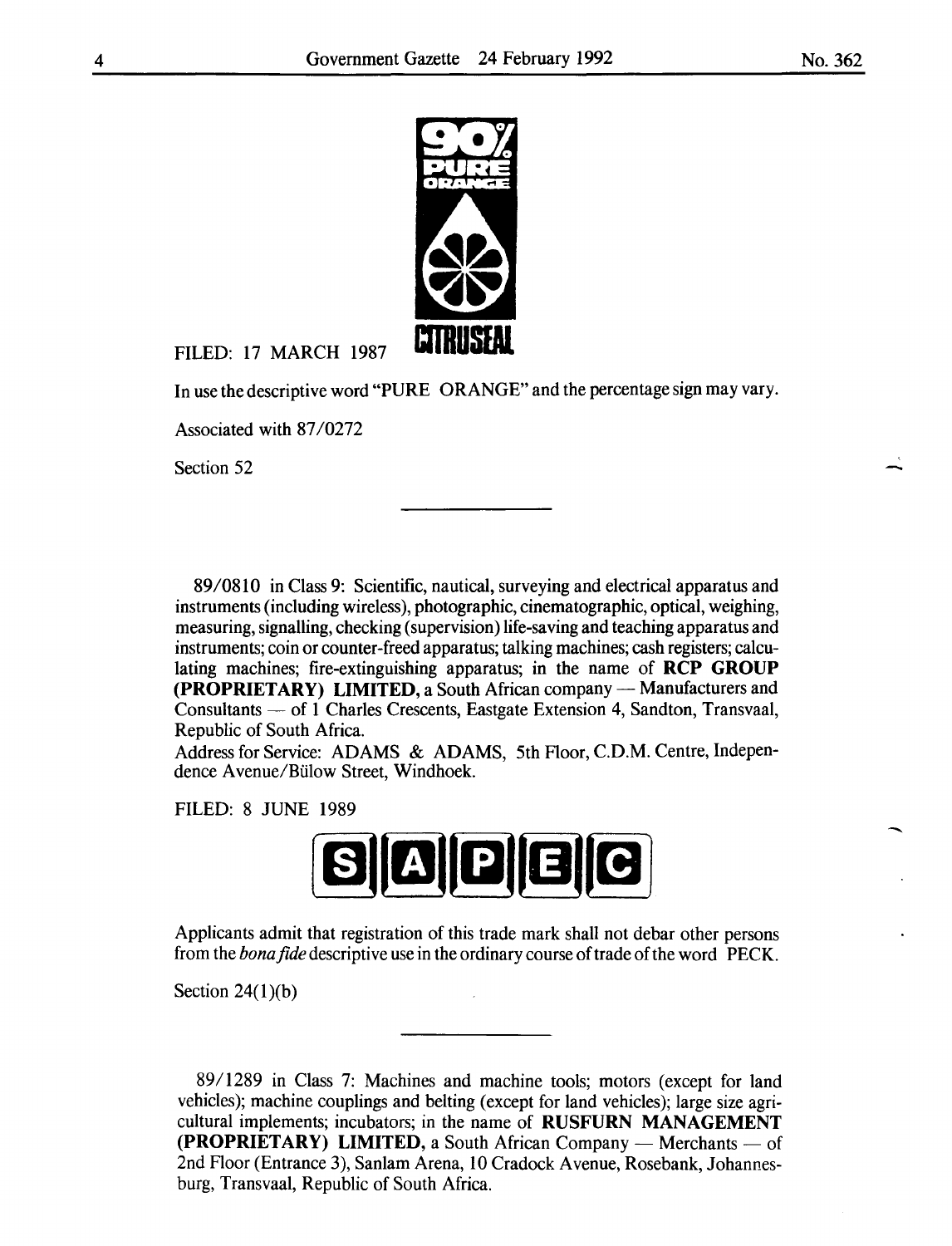FILED: 17 MARCH 1987

In use the descriptive word "PURE ORANGE" and the percentage sign may vary.

Associated with 87/0272

Section 52

---

89/0810 in Class 9: Scientific, nautical, surveying and electrical apparatus and instruments (including wireless), photographic, cinematographic, optical, weighing, measuring, signalling, checking (supervision) life-saving and teaching apparatus and instruments; coin or counter-freed apparatus; talking machines; cash registers; calculating machines; fire-extinguishing apparatus; in the name of **RCP GROUP (PROPRIETARY) LIMITED,** a South African company — Manufacturers and Consultants — of 1 Charles Crescents, Eastgate Extension 4, Sandton, Transvaal, Republic of South Africa.
Address for Service: ADAMS & ADAMS, 5th Floor, C.D.M. Centre, Independence Avenue/Bülow Street, Windhoek.

FILED: 8 JUNE 1989

Applicants admit that registration of this trade mark shall not debar other persons from the *bona fide* descriptive use in the ordinary course of trade of the word PECK.

Section 24(1)(b)

---

89/1289 in Class 7: Machines and machine tools; motors (except for land vehicles); machine couplings and belting (except for land vehicles); large size agricultural implements; incubators; in the name of **RUSFURN MANAGEMENT (PROPRIETARY) LIMITED,** a South African Company — Merchants — of 2nd Floor (Entrance 3), Sanlam Arena, 10 Cradock Avenue, Rosebank, Johannesburg, Transvaal, Republic of South Africa.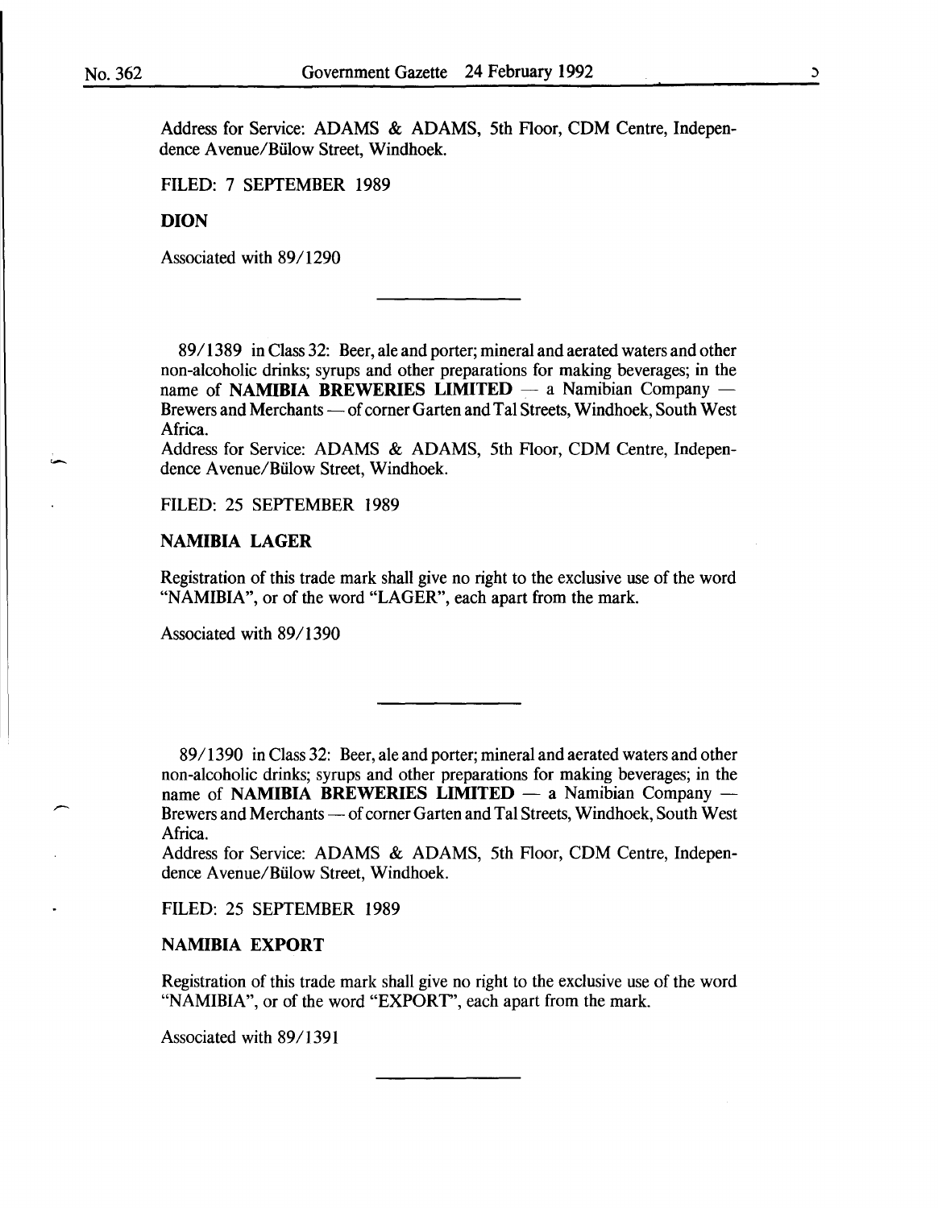Address for Service: ADAMS & ADAMS, 5th Floor, CDM Centre, Independence Avenue/Bülow Street, Windhoek.

FILED: 7 SEPTEMBER 1989

**DION**

Associated with 89/1290

---

89/1389 in Class 32: Beer, ale and porter; mineral and aerated waters and other non-alcoholic drinks; syrups and other preparations for making beverages; in the name of **NAMIBIA BREWERIES LIMITED** — a Namibian Company — Brewers and Merchants — of corner Garten and Tal Streets, Windhoek, South West Africa.
Address for Service: ADAMS & ADAMS, 5th Floor, CDM Centre, Independence Avenue/Bülow Street, Windhoek.

FILED: 25 SEPTEMBER 1989

**NAMIBIA LAGER**

Registration of this trade mark shall give no right to the exclusive use of the word "NAMIBIA", or of the word "LAGER", each apart from the mark.

Associated with 89/1390

---

89/1390 in Class 32: Beer, ale and porter; mineral and aerated waters and other non-alcoholic drinks; syrups and other preparations for making beverages; in the name of **NAMIBIA BREWERIES LIMITED** — a Namibian Company — Brewers and Merchants — of corner Garten and Tal Streets, Windhoek, South West Africa.
Address for Service: ADAMS & ADAMS, 5th Floor, CDM Centre, Independence Avenue/Bülow Street, Windhoek.

FILED: 25 SEPTEMBER 1989

**NAMIBIA EXPORT**

Registration of this trade mark shall give no right to the exclusive use of the word "NAMIBIA", or of the word "EXPORT", each apart from the mark.

Associated with 89/1391

---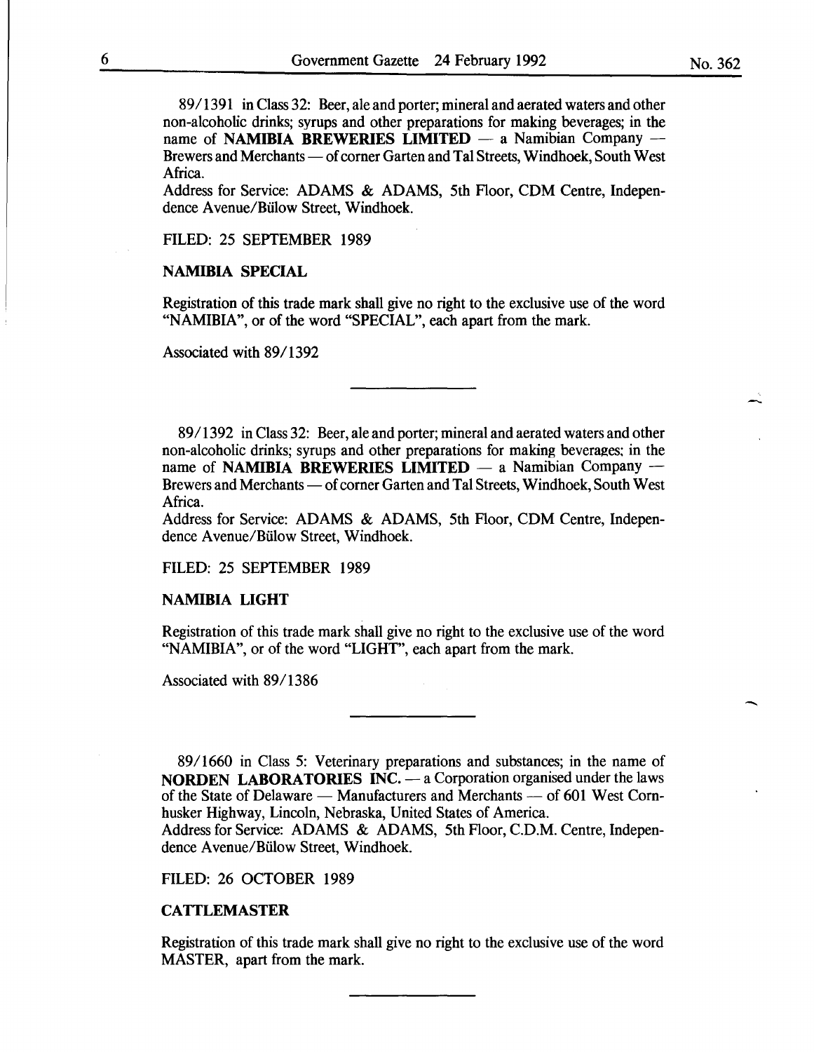89/1391 in Class 32: Beer, ale and porter; mineral and aerated waters and other non-alcoholic drinks; syrups and other preparations for making beverages; in the name of **NAMIBIA BREWERIES LIMITED** — a Namibian Company — Brewers and Merchants — of corner Garten and Tal Streets, Windhoek, South West Africa.
Address for Service: ADAMS & ADAMS, 5th Floor, CDM Centre, Independence Avenue/Bülow Street, Windhoek.

FILED: 25 SEPTEMBER 1989

**NAMIBIA SPECIAL**

Registration of this trade mark shall give no right to the exclusive use of the word "NAMIBIA", or of the word "SPECIAL", each apart from the mark.

Associated with 89/1392

---

89/1392 in Class 32: Beer, ale and porter; mineral and aerated waters and other non-alcoholic drinks; syrups and other preparations for making beverages; in the name of **NAMIBIA BREWERIES LIMITED** — a Namibian Company — Brewers and Merchants — of corner Garten and Tal Streets, Windhoek, South West Africa.
Address for Service: ADAMS & ADAMS, 5th Floor, CDM Centre, Independence Avenue/Bülow Street, Windhoek.

FILED: 25 SEPTEMBER 1989

**NAMIBIA LIGHT**

Registration of this trade mark shall give no right to the exclusive use of the word "NAMIBIA", or of the word "LIGHT", each apart from the mark.

Associated with 89/1386

---

89/1660 in Class 5: Veterinary preparations and substances; in the name of **NORDEN LABORATORIES INC.** — a Corporation organised under the laws of the State of Delaware — Manufacturers and Merchants — of 601 West Cornhusker Highway, Lincoln, Nebraska, United States of America.
Address for Service: ADAMS & ADAMS, 5th Floor, C.D.M. Centre, Independence Avenue/Bülow Street, Windhoek.

FILED: 26 OCTOBER 1989

**CATTLEMASTER**

Registration of this trade mark shall give no right to the exclusive use of the word MASTER, apart from the mark.

---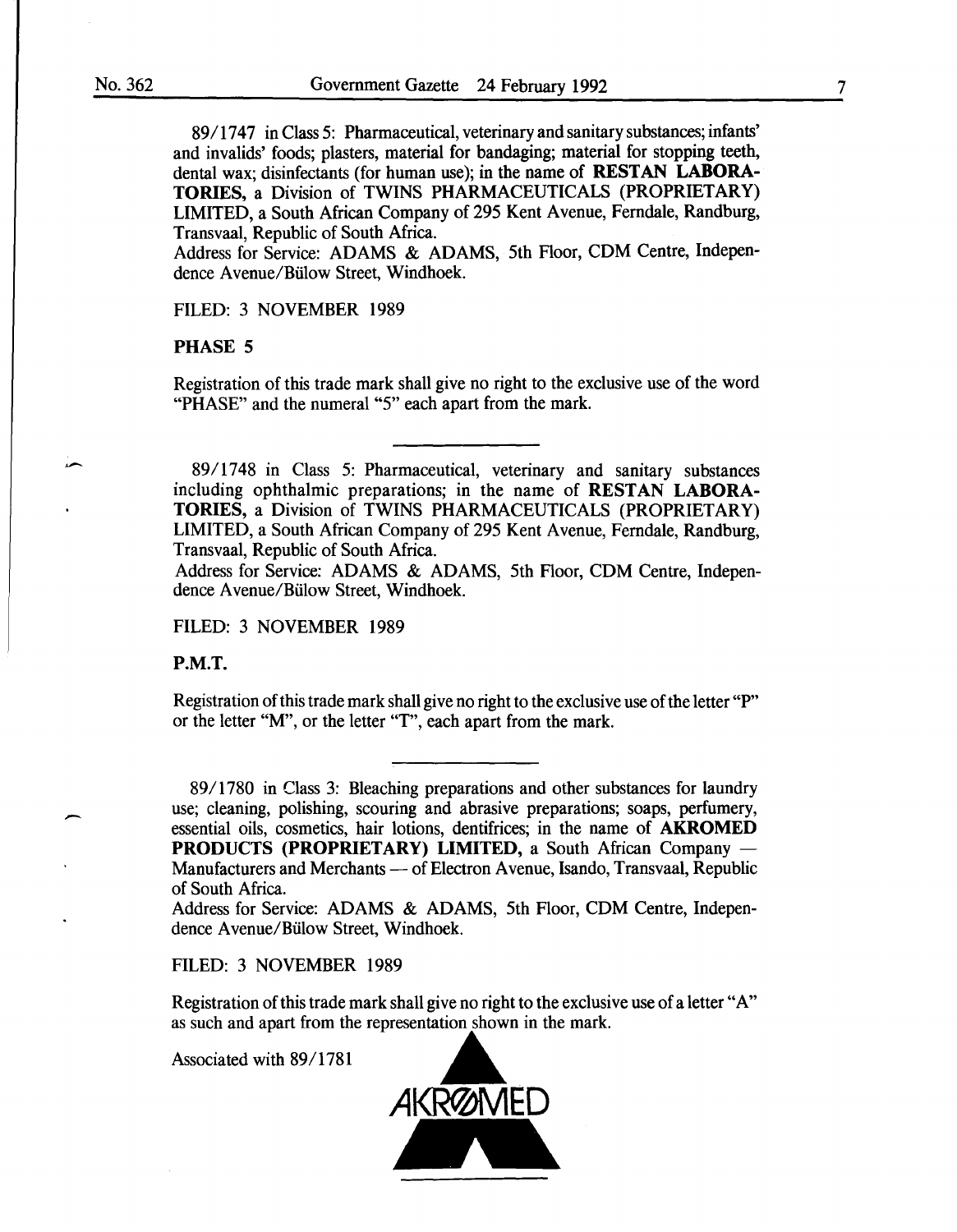89/1747 in Class 5: Pharmaceutical, veterinary and sanitary substances; infants' and invalids' foods; plasters, material for bandaging; material for stopping teeth, dental wax; disinfectants (for human use); in the name of **RESTAN LABORATORIES,** a Division of TWINS PHARMACEUTICALS (PROPRIETARY) LIMITED, a South African Company of 295 Kent Avenue, Ferndale, Randburg, Transvaal, Republic of South Africa.
Address for Service: ADAMS & ADAMS, 5th Floor, CDM Centre, Independence Avenue/Bülow Street, Windhoek.

FILED: 3 NOVEMBER 1989

**PHASE 5**

Registration of this trade mark shall give no right to the exclusive use of the word "PHASE" and the numeral "5" each apart from the mark.

---

89/1748 in Class 5: Pharmaceutical, veterinary and sanitary substances including ophthalmic preparations; in the name of **RESTAN LABORATORIES,** a Division of TWINS PHARMACEUTICALS (PROPRIETARY) LIMITED, a South African Company of 295 Kent Avenue, Ferndale, Randburg, Transvaal, Republic of South Africa.
Address for Service: ADAMS & ADAMS, 5th Floor, CDM Centre, Independence Avenue/Bülow Street, Windhoek.

FILED: 3 NOVEMBER 1989

**P.M.T.**

Registration of this trade mark shall give no right to the exclusive use of the letter "P" or the letter "M", or the letter "T", each apart from the mark.

---

89/1780 in Class 3: Bleaching preparations and other substances for laundry use; cleaning, polishing, scouring and abrasive preparations; soaps, perfumery, essential oils, cosmetics, hair lotions, dentifrices; in the name of **AKROMED PRODUCTS (PROPRIETARY) LIMITED,** a South African Company — Manufacturers and Merchants — of Electron Avenue, Isando, Transvaal, Republic of South Africa.
Address for Service: ADAMS & ADAMS, 5th Floor, CDM Centre, Independence Avenue/Bülow Street, Windhoek.

FILED: 3 NOVEMBER 1989

Registration of this trade mark shall give no right to the exclusive use of a letter "A" as such and apart from the representation shown in the mark.

Associated with 89/1781

AKROMED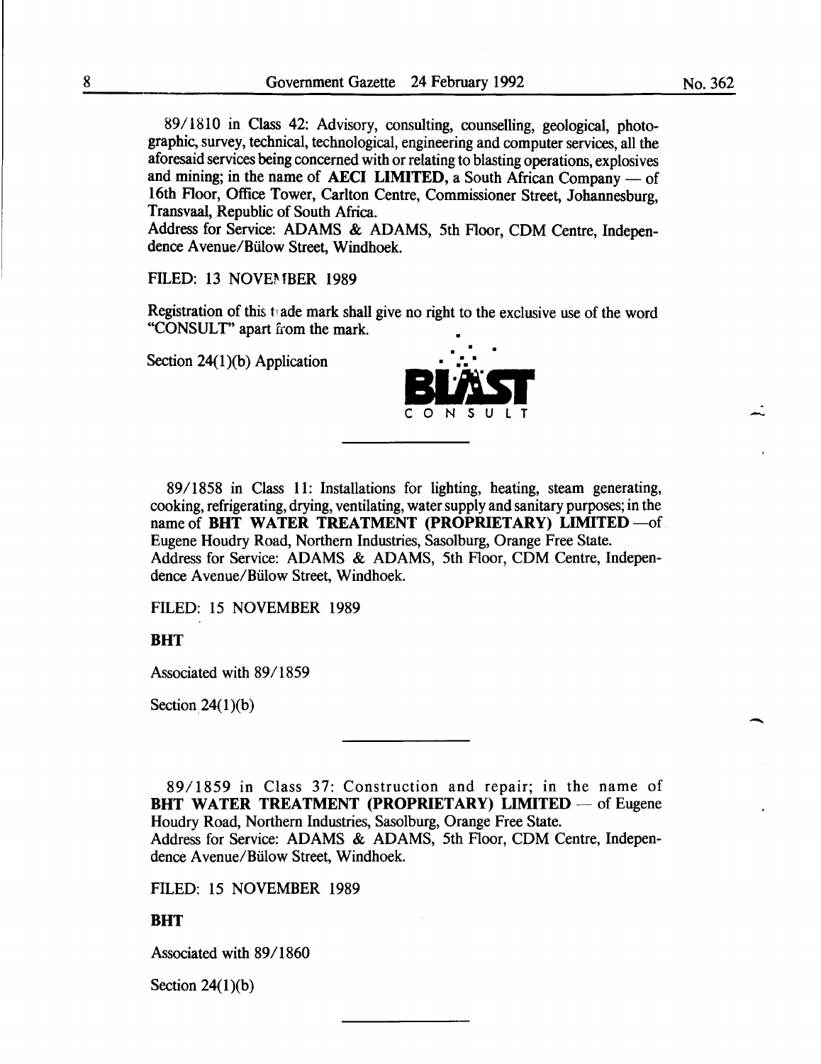89/1810 in Class 42: Advisory, consulting, counselling, geological, photographic, survey, technical, technological, engineering and computer services, all the aforesaid services being concerned with or relating to blasting operations, explosives and mining; in the name of **AECI LIMITED,** a South African Company — of 16th Floor, Office Tower, Carlton Centre, Commissioner Street, Johannesburg, Transvaal, Republic of South Africa.
Address for Service: ADAMS & ADAMS, 5th Floor, CDM Centre, Independence Avenue/Bülow Street, Windhoek.

FILED: 13 NOVEMBER 1989

Registration of this trade mark shall give no right to the exclusive use of the word "CONSULT" apart from the mark.

Section 24(1)(b) Application

BLAST CONSULT

---

89/1858 in Class 11: Installations for lighting, heating, steam generating, cooking, refrigerating, drying, ventilating, water supply and sanitary purposes; in the name of **BHT WATER TREATMENT (PROPRIETARY) LIMITED** —of Eugene Houdry Road, Northern Industries, Sasolburg, Orange Free State.
Address for Service: ADAMS & ADAMS, 5th Floor, CDM Centre, Independence Avenue/Bülow Street, Windhoek.

FILED: 15 NOVEMBER 1989

**BHT**

Associated with 89/1859

Section 24(1)(b)

---

89/1859 in Class 37: Construction and repair; in the name of **BHT WATER TREATMENT (PROPRIETARY) LIMITED** — of Eugene Houdry Road, Northern Industries, Sasolburg, Orange Free State.
Address for Service: ADAMS & ADAMS, 5th Floor, CDM Centre, Independence Avenue/Bülow Street, Windhoek.

FILED: 15 NOVEMBER 1989

**BHT**

Associated with 89/1860

Section 24(1)(b)

---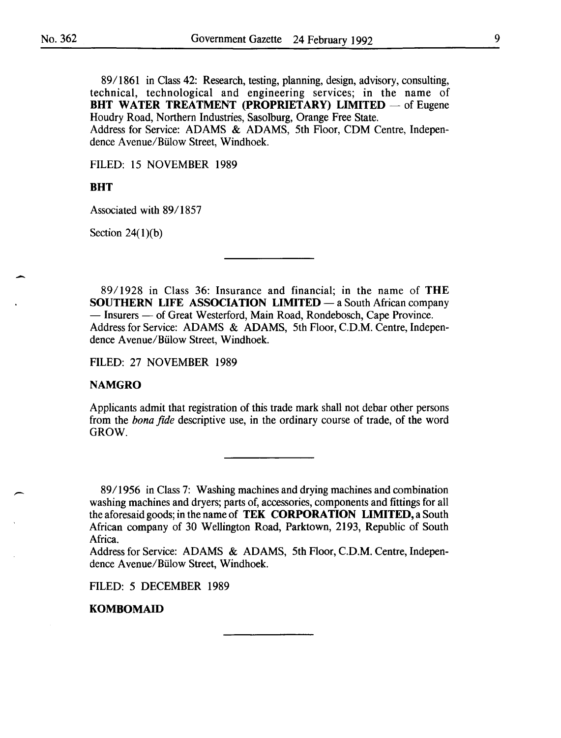89/1861 in Class 42: Research, testing, planning, design, advisory, consulting, technical, technological and engineering services; in the name of **BHT WATER TREATMENT (PROPRIETARY) LIMITED** — of Eugene Houdry Road, Northern Industries, Sasolburg, Orange Free State.
Address for Service: ADAMS & ADAMS, 5th Floor, CDM Centre, Independence Avenue/Bülow Street, Windhoek.

FILED: 15 NOVEMBER 1989

**BHT**

Associated with 89/1857

Section 24(1)(b)

---

89/1928 in Class 36: Insurance and financial; in the name of **THE SOUTHERN LIFE ASSOCIATION LIMITED** — a South African company — Insurers — of Great Westerford, Main Road, Rondebosch, Cape Province.
Address for Service: ADAMS & ADAMS, 5th Floor, C.D.M. Centre, Independence Avenue/Bülow Street, Windhoek.

FILED: 27 NOVEMBER 1989

**NAMGRO**

Applicants admit that registration of this trade mark shall not debar other persons from the *bona fide* descriptive use, in the ordinary course of trade, of the word GROW.

---

89/1956 in Class 7: Washing machines and drying machines and combination washing machines and dryers; parts of, accessories, components and fittings for all the aforesaid goods; in the name of **TEK CORPORATION LIMITED**, a South African company of 30 Wellington Road, Parktown, 2193, Republic of South Africa.
Address for Service: ADAMS & ADAMS, 5th Floor, C.D.M. Centre, Independence Avenue/Bülow Street, Windhoek.

FILED: 5 DECEMBER 1989

**KOMBOMAID**

---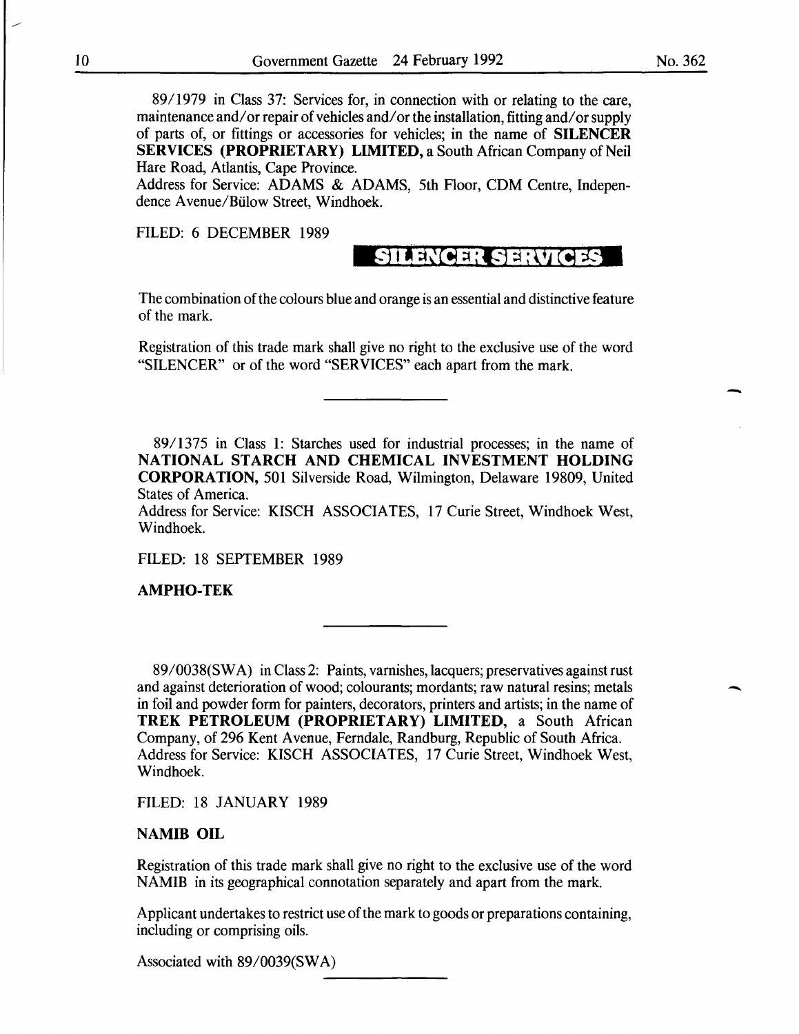89/1979 in Class 37: Services for, in connection with or relating to the care, maintenance and/or repair of vehicles and/or the installation, fitting and/or supply of parts of, or fittings or accessories for vehicles; in the name of **SILENCER SERVICES (PROPRIETARY) LIMITED,** a South African Company of Neil Hare Road, Atlantis, Cape Province.
Address for Service: ADAMS & ADAMS, 5th Floor, CDM Centre, Independence Avenue/Bülow Street, Windhoek.

FILED: 6 DECEMBER 1989

**SILENCER SERVICES**

The combination of the colours blue and orange is an essential and distinctive feature of the mark.

Registration of this trade mark shall give no right to the exclusive use of the word "SILENCER" or of the word "SERVICES" each apart from the mark.

---

89/1375 in Class 1: Starches used for industrial processes; in the name of **NATIONAL STARCH AND CHEMICAL INVESTMENT HOLDING CORPORATION,** 501 Silverside Road, Wilmington, Delaware 19809, United States of America.
Address for Service: KISCH ASSOCIATES, 17 Curie Street, Windhoek West, Windhoek.

FILED: 18 SEPTEMBER 1989

**AMPHO-TEK**

---

89/0038(SWA) in Class 2: Paints, varnishes, lacquers; preservatives against rust and against deterioration of wood; colourants; mordants; raw natural resins; metals in foil and powder form for painters, decorators, printers and artists; in the name of **TREK PETROLEUM (PROPRIETARY) LIMITED,** a South African Company, of 296 Kent Avenue, Ferndale, Randburg, Republic of South Africa.
Address for Service: KISCH ASSOCIATES, 17 Curie Street, Windhoek West, Windhoek.

FILED: 18 JANUARY 1989

**NAMIB OIL**

Registration of this trade mark shall give no right to the exclusive use of the word NAMIB in its geographical connotation separately and apart from the mark.

Applicant undertakes to restrict use of the mark to goods or preparations containing, including or comprising oils.

Associated with 89/0039(SWA)

---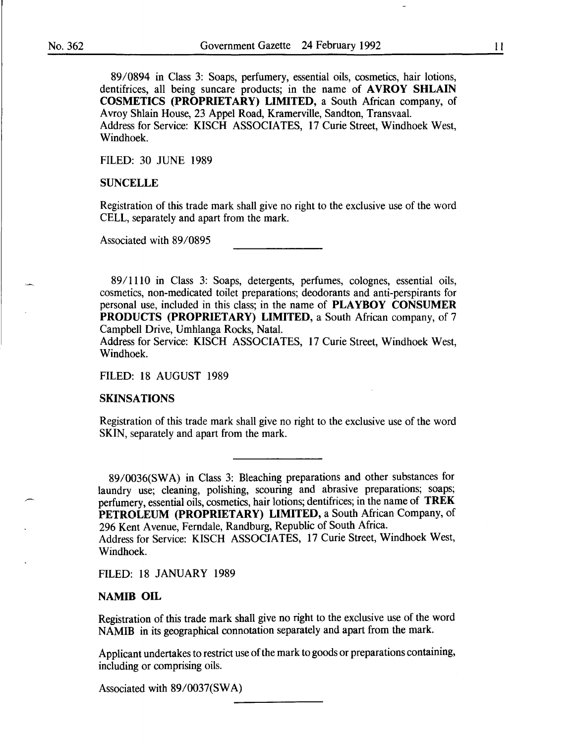89/0894 in Class 3: Soaps, perfumery, essential oils, cosmetics, hair lotions, dentifrices, all being suncare products; in the name of **AVROY SHLAIN COSMETICS (PROPRIETARY) LIMITED,** a South African company, of Avroy Shlain House, 23 Appel Road, Kramerville, Sandton, Transvaal.
Address for Service: KISCH ASSOCIATES, 17 Curie Street, Windhoek West, Windhoek.

FILED: 30 JUNE 1989

**SUNCELLE**

Registration of this trade mark shall give no right to the exclusive use of the word CELL, separately and apart from the mark.

Associated with 89/0895

---

89/1110 in Class 3: Soaps, detergents, perfumes, colognes, essential oils, cosmetics, non-medicated toilet preparations; deodorants and anti-perspirants for personal use, included in this class; in the name of **PLAYBOY CONSUMER PRODUCTS (PROPRIETARY) LIMITED,** a South African company, of 7 Campbell Drive, Umhlanga Rocks, Natal.
Address for Service: KISCH ASSOCIATES, 17 Curie Street, Windhoek West, Windhoek.

FILED: 18 AUGUST 1989

**SKINSATIONS**

Registration of this trade mark shall give no right to the exclusive use of the word SKIN, separately and apart from the mark.

---

89/0036(SWA) in Class 3: Bleaching preparations and other substances for laundry use; cleaning, polishing, scouring and abrasive preparations; soaps; perfumery, essential oils, cosmetics, hair lotions; dentifrices; in the name of **TREK PETROLEUM (PROPRIETARY) LIMITED,** a South African Company, of 296 Kent Avenue, Ferndale, Randburg, Republic of South Africa.
Address for Service: KISCH ASSOCIATES, 17 Curie Street, Windhoek West, Windhoek.

FILED: 18 JANUARY 1989

**NAMIB OIL**

Registration of this trade mark shall give no right to the exclusive use of the word NAMIB in its geographical connotation separately and apart from the mark.

Applicant undertakes to restrict use of the mark to goods or preparations containing, including or comprising oils.

Associated with 89/0037(SWA)

---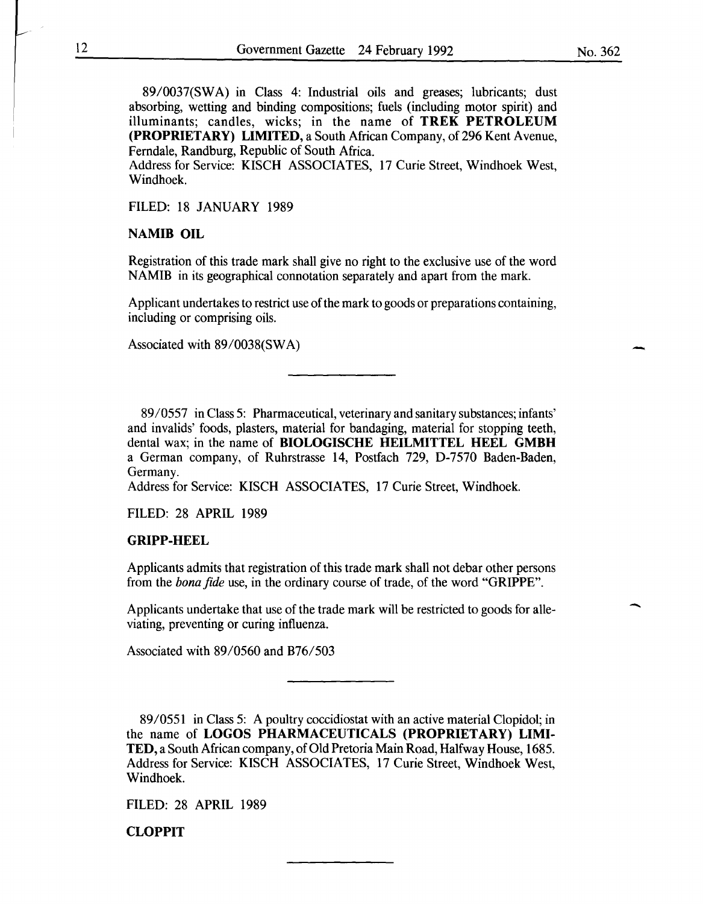89/0037(SWA) in Class 4: Industrial oils and greases; lubricants; dust absorbing, wetting and binding compositions; fuels (including motor spirit) and illuminants; candles, wicks; in the name of **TREK PETROLEUM (PROPRIETARY) LIMITED,** a South African Company, of 296 Kent Avenue, Ferndale, Randburg, Republic of South Africa.
Address for Service: KISCH ASSOCIATES, 17 Curie Street, Windhoek West, Windhoek.

FILED: 18 JANUARY 1989

**NAMIB OIL**

Registration of this trade mark shall give no right to the exclusive use of the word NAMIB in its geographical connotation separately and apart from the mark.

Applicant undertakes to restrict use of the mark to goods or preparations containing, including or comprising oils.

Associated with 89/0038(SWA)

---

89/0557 in Class 5: Pharmaceutical, veterinary and sanitary substances; infants' and invalids' foods, plasters, material for bandaging, material for stopping teeth, dental wax; in the name of **BIOLOGISCHE HEILMITTEL HEEL GMBH** a German company, of Ruhrstrasse 14, Postfach 729, D-7570 Baden-Baden, Germany.
Address for Service: KISCH ASSOCIATES, 17 Curie Street, Windhoek.

FILED: 28 APRIL 1989

**GRIPP-HEEL**

Applicants admits that registration of this trade mark shall not debar other persons from the *bona fide* use, in the ordinary course of trade, of the word "GRIPPE".

Applicants undertake that use of the trade mark will be restricted to goods for alleviating, preventing or curing influenza.

Associated with 89/0560 and B76/503

---

89/0551 in Class 5: A poultry coccidiostat with an active material Clopidol; in the name of **LOGOS PHARMACEUTICALS (PROPRIETARY) LIMITED,** a South African company, of Old Pretoria Main Road, Halfway House, 1685.
Address for Service: KISCH ASSOCIATES, 17 Curie Street, Windhoek West, Windhoek.

FILED: 28 APRIL 1989

**CLOPPIT**

---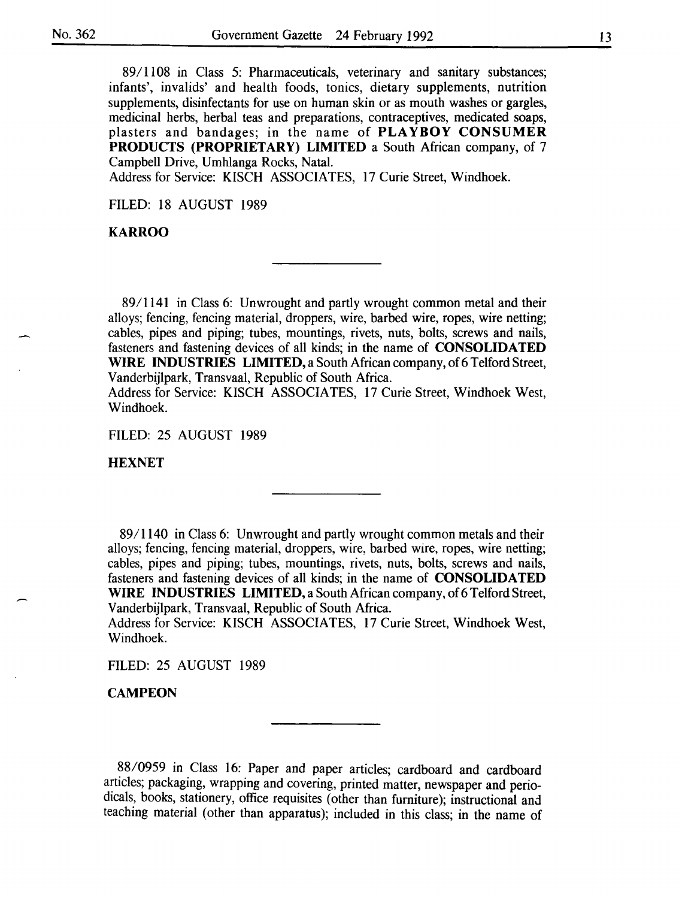89/1108 in Class 5: Pharmaceuticals, veterinary and sanitary substances; infants', invalids' and health foods, tonics, dietary supplements, nutrition supplements, disinfectants for use on human skin or as mouth washes or gargles, medicinal herbs, herbal teas and preparations, contraceptives, medicated soaps, plasters and bandages; in the name of **PLAYBOY CONSUMER PRODUCTS (PROPRIETARY) LIMITED** a South African company, of 7 Campbell Drive, Umhlanga Rocks, Natal.
Address for Service: KISCH ASSOCIATES, 17 Curie Street, Windhoek.

FILED: 18 AUGUST 1989

**KARROO**

---

89/1141 in Class 6: Unwrought and partly wrought common metal and their alloys; fencing, fencing material, droppers, wire, barbed wire, ropes, wire netting; cables, pipes and piping; tubes, mountings, rivets, nuts, bolts, screws and nails, fasteners and fastening devices of all kinds; in the name of **CONSOLIDATED WIRE INDUSTRIES LIMITED,** a South African company, of 6 Telford Street, Vanderbijlpark, Transvaal, Republic of South Africa.
Address for Service: KISCH ASSOCIATES, 17 Curie Street, Windhoek West, Windhoek.

FILED: 25 AUGUST 1989

**HEXNET**

---

89/1140 in Class 6: Unwrought and partly wrought common metals and their alloys; fencing, fencing material, droppers, wire, barbed wire, ropes, wire netting; cables, pipes and piping; tubes, mountings, rivets, nuts, bolts, screws and nails, fasteners and fastening devices of all kinds; in the name of **CONSOLIDATED WIRE INDUSTRIES LIMITED,** a South African company, of 6 Telford Street, Vanderbijlpark, Transvaal, Republic of South Africa.
Address for Service: KISCH ASSOCIATES, 17 Curie Street, Windhoek West, Windhoek.

FILED: 25 AUGUST 1989

**CAMPEON**

---

88/0959 in Class 16: Paper and paper articles; cardboard and cardboard articles; packaging, wrapping and covering, printed matter, newspaper and periodicals, books, stationery, office requisites (other than furniture); instructional and teaching material (other than apparatus); included in this class; in the name of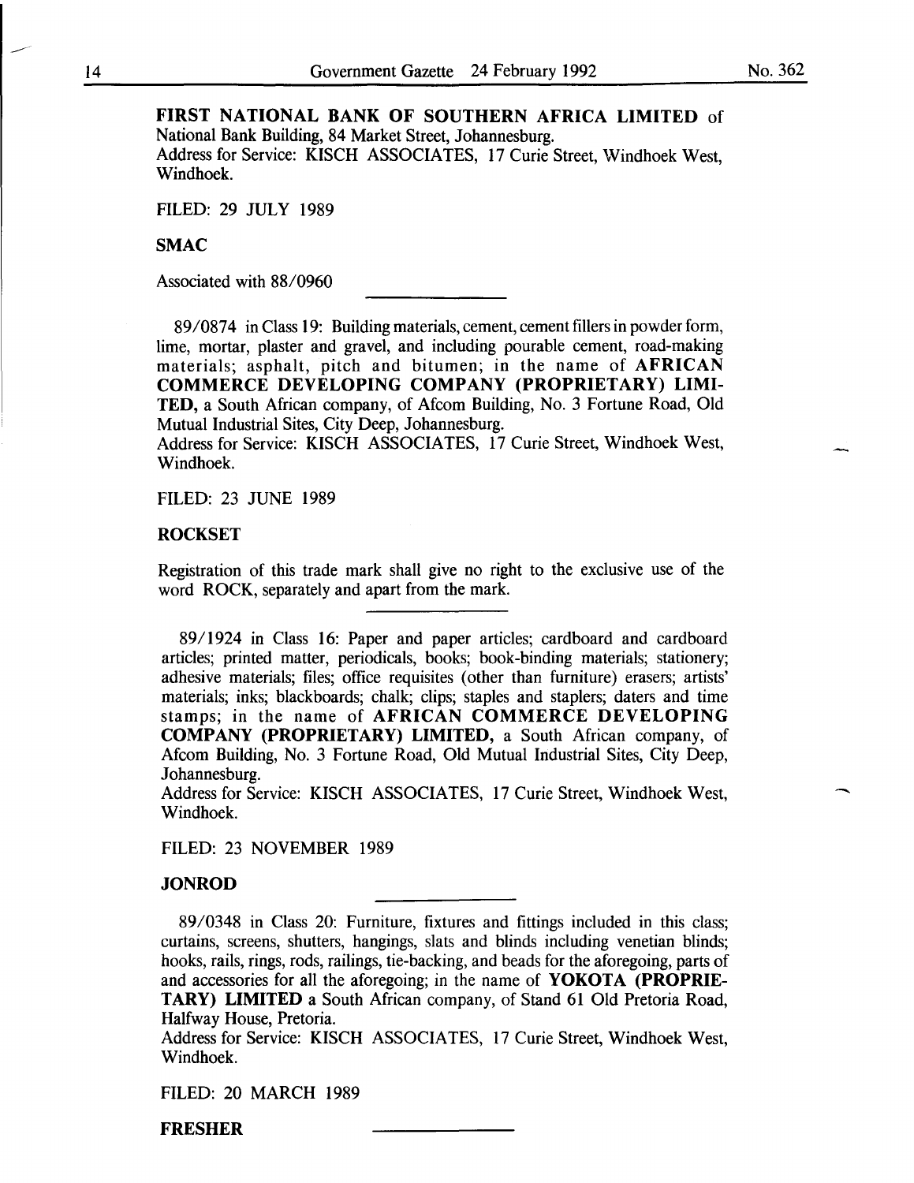**FIRST NATIONAL BANK OF SOUTHERN AFRICA LIMITED** of National Bank Building, 84 Market Street, Johannesburg.
Address for Service: KISCH ASSOCIATES, 17 Curie Street, Windhoek West, Windhoek.

FILED: 29 JULY 1989

**SMAC**

Associated with 88/0960

---

89/0874 in Class 19: Building materials, cement, cement fillers in powder form, lime, mortar, plaster and gravel, and including pourable cement, road-making materials; asphalt, pitch and bitumen; in the name of **AFRICAN COMMERCE DEVELOPING COMPANY (PROPRIETARY) LIMITED,** a South African company, of Afcom Building, No. 3 Fortune Road, Old Mutual Industrial Sites, City Deep, Johannesburg.
Address for Service: KISCH ASSOCIATES, 17 Curie Street, Windhoek West, Windhoek.

FILED: 23 JUNE 1989

**ROCKSET**

Registration of this trade mark shall give no right to the exclusive use of the word ROCK, separately and apart from the mark.

---

89/1924 in Class 16: Paper and paper articles; cardboard and cardboard articles; printed matter, periodicals, books; book-binding materials; stationery; adhesive materials; files; office requisites (other than furniture) erasers; artists' materials; inks; blackboards; chalk; clips; staples and staplers; daters and time stamps; in the name of **AFRICAN COMMERCE DEVELOPING COMPANY (PROPRIETARY) LIMITED,** a South African company, of Afcom Building, No. 3 Fortune Road, Old Mutual Industrial Sites, City Deep, Johannesburg.
Address for Service: KISCH ASSOCIATES, 17 Curie Street, Windhoek West, Windhoek.

FILED: 23 NOVEMBER 1989

**JONROD**

---

89/0348 in Class 20: Furniture, fixtures and fittings included in this class; curtains, screens, shutters, hangings, slats and blinds including venetian blinds; hooks, rails, rings, rods, railings, tie-backing, and beads for the aforegoing, parts of and accessories for all the aforegoing; in the name of **YOKOTA (PROPRIETARY) LIMITED** a South African company, of Stand 61 Old Pretoria Road, Halfway House, Pretoria.
Address for Service: KISCH ASSOCIATES, 17 Curie Street, Windhoek West, Windhoek.

FILED: 20 MARCH 1989

**FRESHER**

---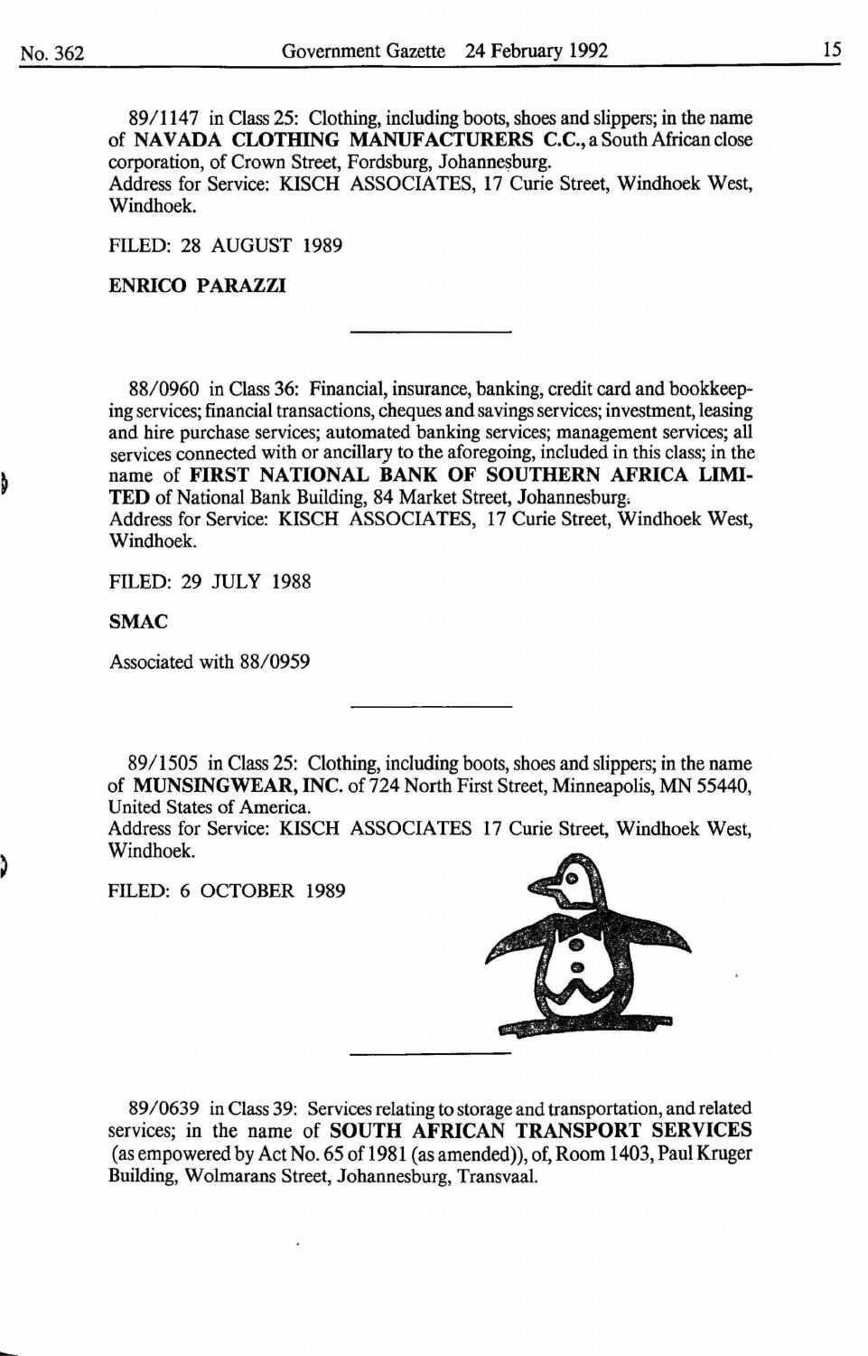89/1147 in Class 25: Clothing, including boots, shoes and slippers; in the name of **NAVADA CLOTHING MANUFACTURERS C.C.**, a South African close corporation, of Crown Street, Fordsburg, Johannesburg.
Address for Service: KISCH ASSOCIATES, 17 Curie Street, Windhoek West, Windhoek.

FILED: 28 AUGUST 1989

**ENRICO PARAZZI**

---

88/0960 in Class 36: Financial, insurance, banking, credit card and bookkeeping services; financial transactions, cheques and savings services; investment, leasing and hire purchase services; automated banking services; management services; all services connected with or ancillary to the aforegoing, included in this class; in the name of **FIRST NATIONAL BANK OF SOUTHERN AFRICA LIMITED** of National Bank Building, 84 Market Street, Johannesburg.
Address for Service: KISCH ASSOCIATES, 17 Curie Street, Windhoek West, Windhoek.

FILED: 29 JULY 1988

**SMAC**

Associated with 88/0959

---

89/1505 in Class 25: Clothing, including boots, shoes and slippers; in the name of **MUNSINGWEAR, INC.** of 724 North First Street, Minneapolis, MN 55440, United States of America.
Address for Service: KISCH ASSOCIATES 17 Curie Street, Windhoek West, Windhoek.

FILED: 6 OCTOBER 1989

---

89/0639 in Class 39: Services relating to storage and transportation, and related services; in the name of **SOUTH AFRICAN TRANSPORT SERVICES** (as empowered by Act No. 65 of 1981 (as amended)), of, Room 1403, Paul Kruger Building, Wolmarans Street, Johannesburg, Transvaal.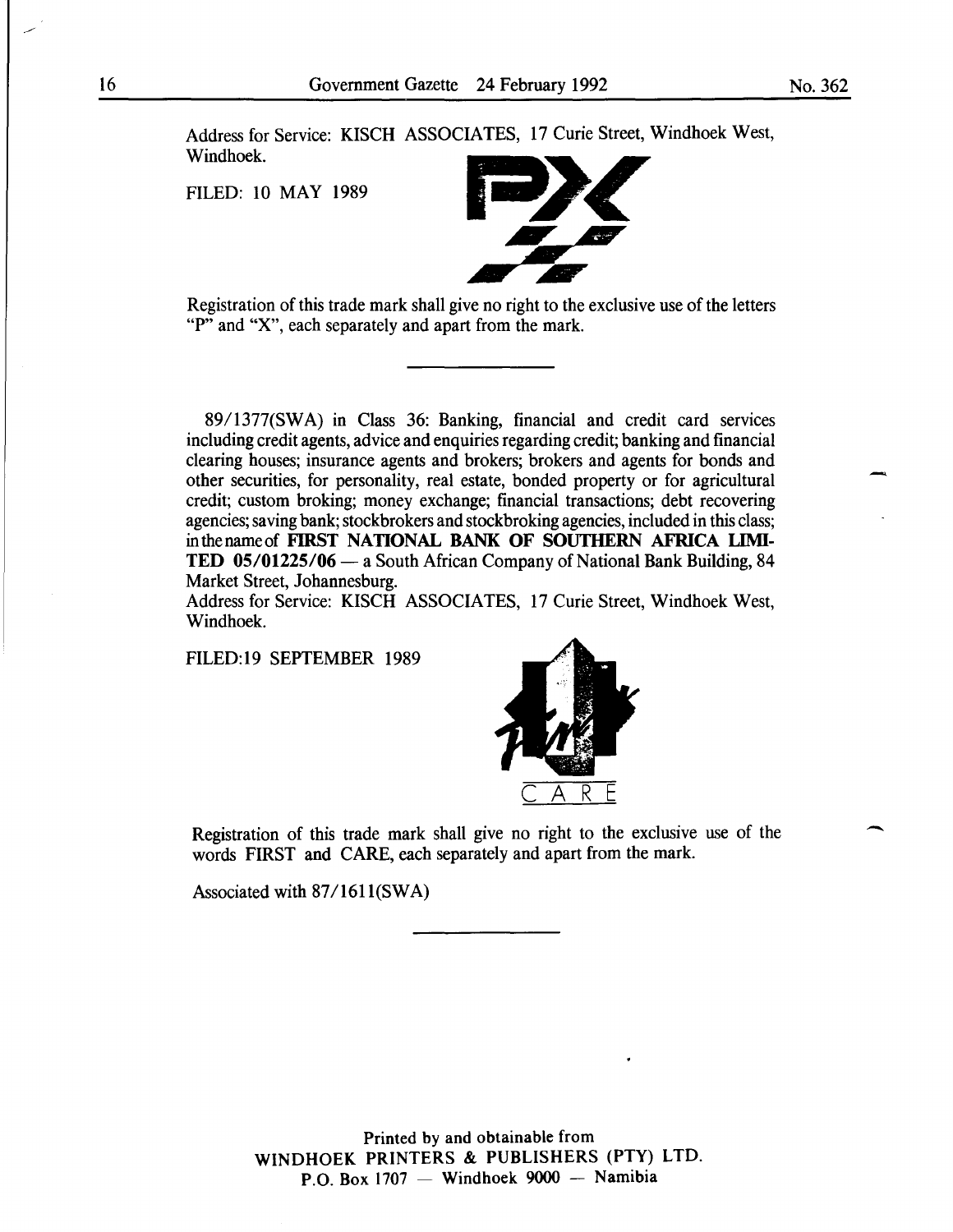Address for Service: KISCH ASSOCIATES, 17 Curie Street, Windhoek West, Windhoek.

FILED: 10 MAY 1989

Registration of this trade mark shall give no right to the exclusive use of the letters "P" and "X", each separately and apart from the mark.

---

89/1377(SWA) in Class 36: Banking, financial and credit card services including credit agents, advice and enquiries regarding credit; banking and financial clearing houses; insurance agents and brokers; brokers and agents for bonds and other securities, for personality, real estate, bonded property or for agricultural credit; custom broking; money exchange; financial transactions; debt recovering agencies; saving bank; stockbrokers and stockbroking agencies, included in this class; in the name of **FIRST NATIONAL BANK OF SOUTHERN AFRICA LIMITED 05/01225/06** — a South African Company of National Bank Building, 84 Market Street, Johannesburg.
Address for Service: KISCH ASSOCIATES, 17 Curie Street, Windhoek West, Windhoek.

FILED:19 SEPTEMBER 1989

CARE

Registration of this trade mark shall give no right to the exclusive use of the words FIRST and CARE, each separately and apart from the mark.

Associated with 87/1611(SWA)

---

Printed by and obtainable from
WINDHOEK PRINTERS & PUBLISHERS (PTY) LTD.
P.O. Box 1707 — Windhoek 9000 — Namibia